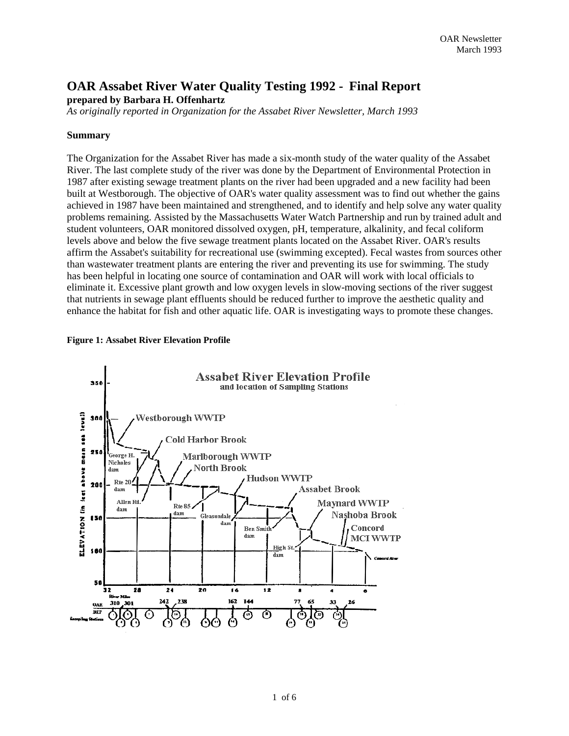# OAR Assabet River Water Quality Testing 1992 - Final Report

**prepared by Barbara H. Offenhartz**

*As originally reported in Organization for the Assabet River Newsletter, March 1993*

### Summary

The Organization for the Assabet River has made a six-month study of the water quality of the Assabet River. The last complete study of the river was done by the Department of Environmental Protection in 1987 after existing sewage treatment plants on the river had been upgraded and a new facility had been built at Westborough. The objective of OAR's water quality assessment was to find out whether the gains achieved in 1987 have been maintained and strengthened, and to identify and help solve any water quality problems remaining. Assisted by the Massachusetts Water Watch Partnership and run by trained adult and student volunteers, OAR monitored dissolved oxygen, pH, temperature, alkalinity, and fecal coliform levels above and below the five sewage treatment plants located on the Assabet River. OAR's results affirm the Assabet's suitability for recreational use (swimming excepted). Fecal wastes from sources other than wastewater treatment plants are entering the river and preventing its use for swimming. The study has been helpful in locating one source of contamination and OAR will work with local officials to eliminate it. Excessive plant growth and low oxygen levels in slow-moving sections of the river suggest that nutrients in sewage plant effluents should be reduced further to improve the aesthetic quality and enhance the habitat for fish and other aquatic life. OAR is investigating ways to promote these changes.

**Figure 1: Assabet River Elevation Profile**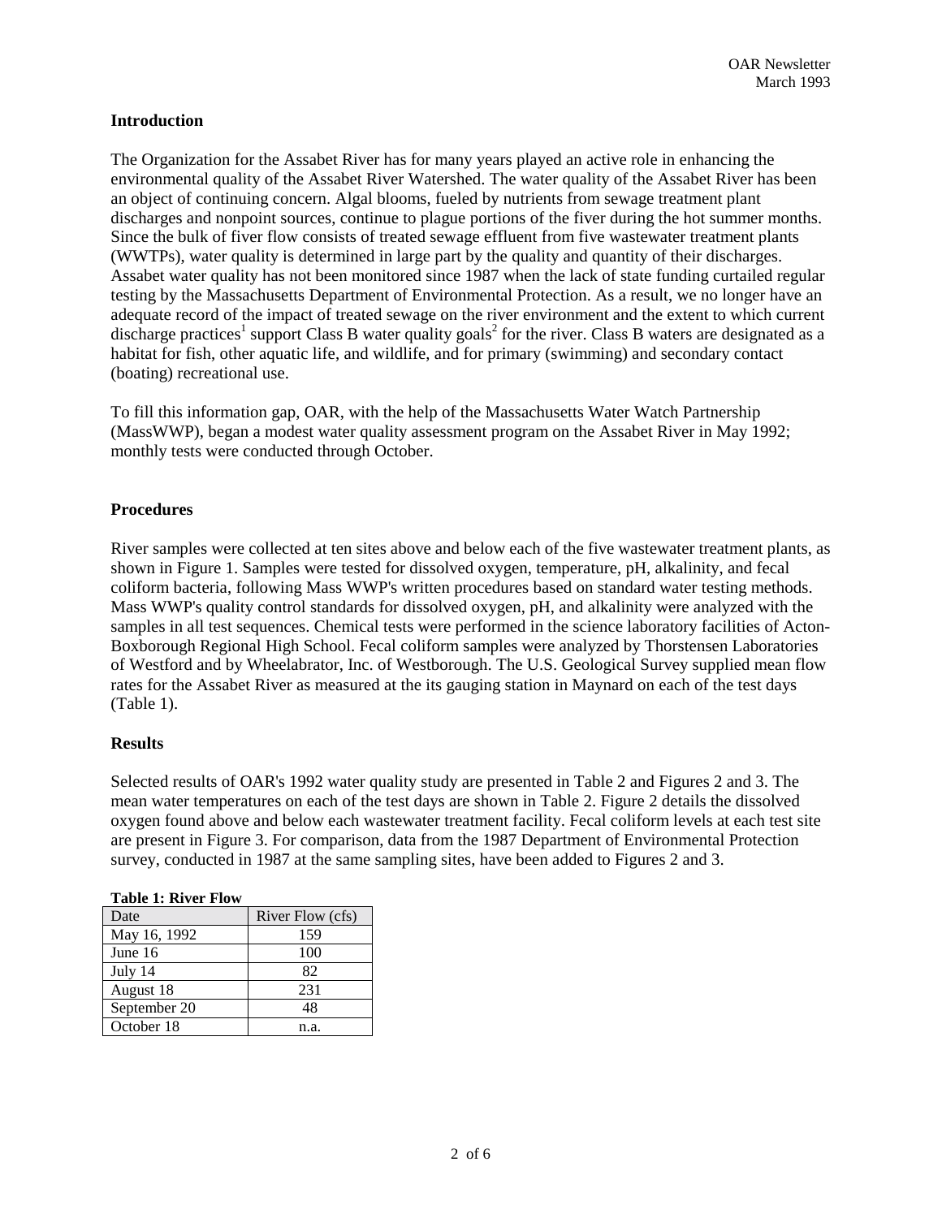## Introduction

The Organization for the Assabet River has for many years played an active role in enhancing the environmental quality of the Assabet River Watershed. The water quality of the Assabet River has been an object of continuing concern. Algal blooms, fueled by nutrients from sewage treatment plant discharges and nonpoint sources, continue to plague portions of the fiver during the hot summer months. Since the bulk of fiver flow consists of treated sewage effluent from five wastewater treatment plants (WWTPs), water quality is determined in large part by the quality and quantity of their discharges. Assabet water quality has not been monitored since 1987 when the lack of state funding curtailed regular testing by the Massachusetts Department of Environmental Protection. As a result, we no longer have an adequate record of the impact of treated sewage on the river environment and the extent to which current discharge practices[1] support Class B water quality goals[2] for the river. Class B waters are designated as a habitat for fish, other aquatic life, and wildlife, and for primary (swimming) and secondary contact (boating) recreational use.

To fill this information gap, OAR, with the help of the Massachusetts Water Watch Partnership (MassWWP), began a modest water quality assessment program on the Assabet River in May 1992; monthly tests were conducted through October.

## Procedures

River samples were collected at ten sites above and below each of the five wastewater treatment plants, as shown in Figure 1. Samples were tested for dissolved oxygen, temperature, pH, alkalinity, and fecal coliform bacteria, following Mass WWP's written procedures based on standard water testing methods. Mass WWP's quality control standards for dissolved oxygen, pH, and alkalinity were analyzed with the samples in all test sequences. Chemical tests were performed in the science laboratory facilities of Acton-Boxborough Regional High School. Fecal coliform samples were analyzed by Thorstensen Laboratories of Westford and by Wheelabrator, Inc. of Westborough. The U.S. Geological Survey supplied mean flow rates for the Assabet River as measured at the its gauging station in Maynard on each of the test days (Table 1).

## Results

Selected results of OAR's 1992 water quality study are presented in Table 2 and Figures 2 and 3. The mean water temperatures on each of the test days are shown in Table 2. Figure 2 details the dissolved oxygen found above and below each wastewater treatment facility. Fecal coliform levels at each test site are present in Figure 3. For comparison, data from the 1987 Department of Environmental Protection survey, conducted in 1987 at the same sampling sites, have been added to Figures 2 and 3.

**Table 1: River Flow**

| Date | River Flow (cfs) |
|---|---|
| May 16, 1992 | 159 |
| June 16 | 100 |
| July 14 | 82 |
| August 18 | 231 |
| September 20 | 48 |
| October 18 | n.a. |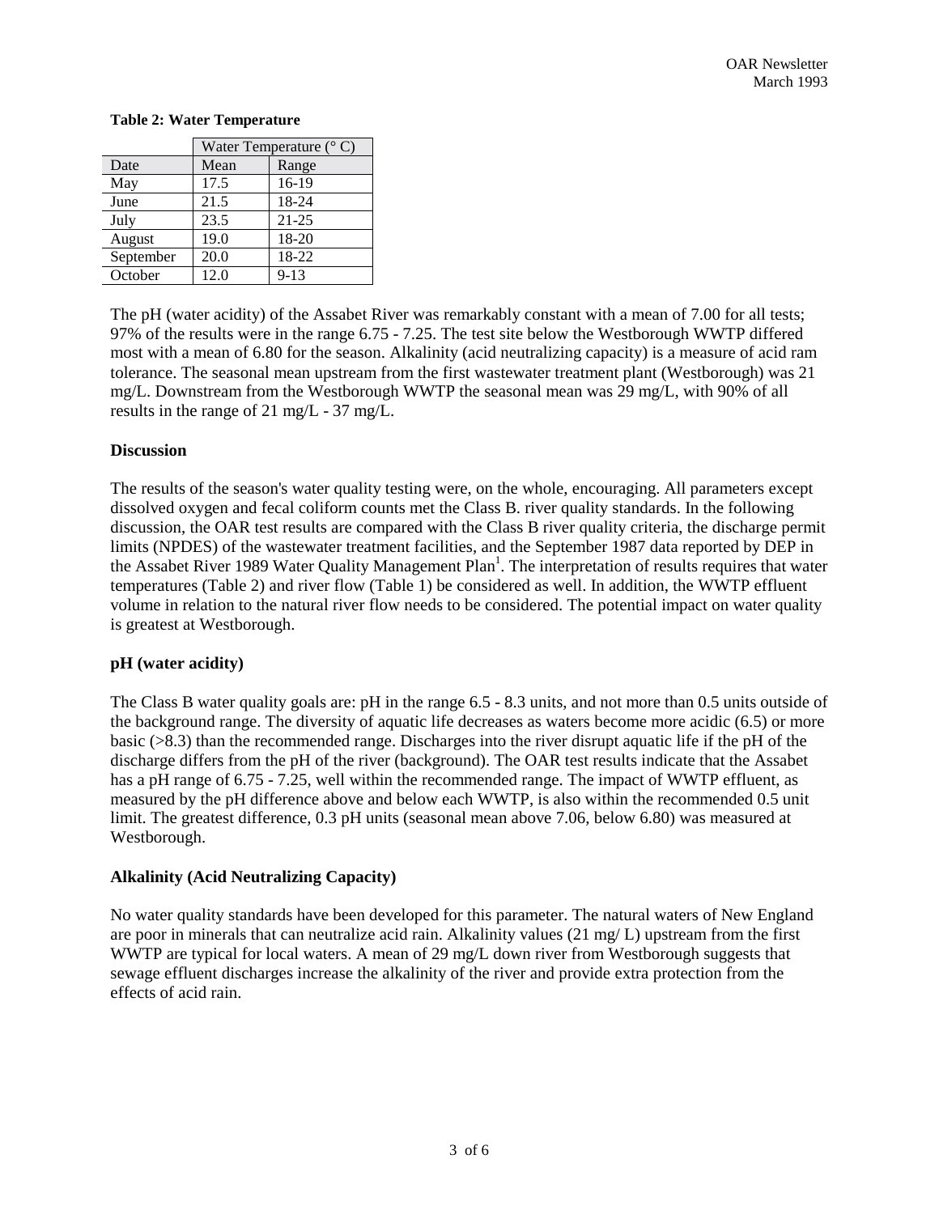**Table 2: Water Temperature**

| | Water Temperature (° C) | |
|---|---|---|
| Date | Mean | Range |
| May | 17.5 | 16-19 |
| June | 21.5 | 18-24 |
| July | 23.5 | 21-25 |
| August | 19.0 | 18-20 |
| September | 20.0 | 18-22 |
| October | 12.0 | 9-13 |

The pH (water acidity) of the Assabet River was remarkably constant with a mean of 7.00 for all tests; 97% of the results were in the range 6.75 - 7.25. The test site below the Westborough WWTP differed most with a mean of 6.80 for the season. Alkalinity (acid neutralizing capacity) is a measure of acid ram tolerance. The seasonal mean upstream from the first wastewater treatment plant (Westborough) was 21 mg/L. Downstream from the Westborough WWTP the seasonal mean was 29 mg/L, with 90% of all results in the range of 21 mg/L - 37 mg/L.

### Discussion

The results of the season's water quality testing were, on the whole, encouraging. All parameters except dissolved oxygen and fecal coliform counts met the Class B. river quality standards. In the following discussion, the OAR test results are compared with the Class B river quality criteria, the discharge permit limits (NPDES) of the wastewater treatment facilities, and the September 1987 data reported by DEP in the Assabet River 1989 Water Quality Management Plan[1]. The interpretation of results requires that water temperatures (Table 2) and river flow (Table 1) be considered as well. In addition, the WWTP effluent volume in relation to the natural river flow needs to be considered. The potential impact on water quality is greatest at Westborough.

### pH (water acidity)

The Class B water quality goals are: pH in the range 6.5 - 8.3 units, and not more than 0.5 units outside of the background range. The diversity of aquatic life decreases as waters become more acidic (6.5) or more basic (>8.3) than the recommended range. Discharges into the river disrupt aquatic life if the pH of the discharge differs from the pH of the river (background). The OAR test results indicate that the Assabet has a pH range of 6.75 - 7.25, well within the recommended range. The impact of WWTP effluent, as measured by the pH difference above and below each WWTP, is also within the recommended 0.5 unit limit. The greatest difference, 0.3 pH units (seasonal mean above 7.06, below 6.80) was measured at Westborough.

### Alkalinity (Acid Neutralizing Capacity)

No water quality standards have been developed for this parameter. The natural waters of New England are poor in minerals that can neutralize acid rain. Alkalinity values (21 mg/ L) upstream from the first WWTP are typical for local waters. A mean of 29 mg/L down river from Westborough suggests that sewage effluent discharges increase the alkalinity of the river and provide extra protection from the effects of acid rain.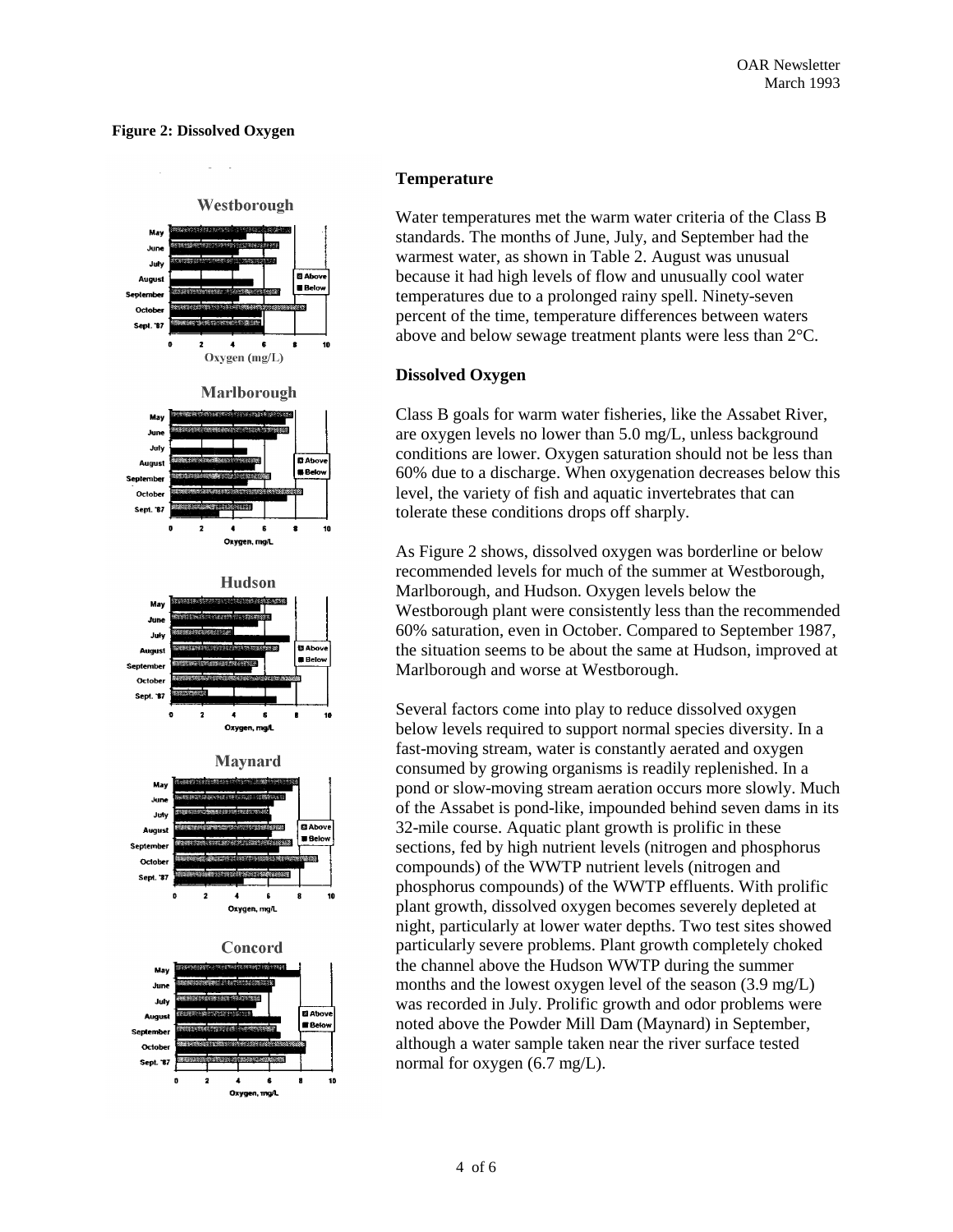**Figure 2: Dissolved Oxygen**

## Temperature

Water temperatures met the warm water criteria of the Class B standards. The months of June, July, and September had the warmest water, as shown in Table 2. August was unusual because it had high levels of flow and unusually cool water temperatures due to a prolonged rainy spell. Ninety-seven percent of the time, temperature differences between waters above and below sewage treatment plants were less than 2°C.

## Dissolved Oxygen

Class B goals for warm water fisheries, like the Assabet River, are oxygen levels no lower than 5.0 mg/L, unless background conditions are lower. Oxygen saturation should not be less than 60% due to a discharge. When oxygenation decreases below this level, the variety of fish and aquatic invertebrates that can tolerate these conditions drops off sharply.

As Figure 2 shows, dissolved oxygen was borderline or below recommended levels for much of the summer at Westborough, Marlborough, and Hudson. Oxygen levels below the Westborough plant were consistently less than the recommended 60% saturation, even in October. Compared to September 1987, the situation seems to be about the same at Hudson, improved at Marlborough and worse at Westborough.

Several factors come into play to reduce dissolved oxygen below levels required to support normal species diversity. In a fast-moving stream, water is constantly aerated and oxygen consumed by growing organisms is readily replenished. In a pond or slow-moving stream aeration occurs more slowly. Much of the Assabet is pond-like, impounded behind seven dams in its 32-mile course. Aquatic plant growth is prolific in these sections, fed by high nutrient levels (nitrogen and phosphorus compounds) of the WWTP nutrient levels (nitrogen and phosphorus compounds) of the WWTP effluents. With prolific plant growth, dissolved oxygen becomes severely depleted at night, particularly at lower water depths. Two test sites showed particularly severe problems. Plant growth completely choked the channel above the Hudson WWTP during the summer months and the lowest oxygen level of the season (3.9 mg/L) was recorded in July. Prolific growth and odor problems were noted above the Powder Mill Dam (Maynard) in September, although a water sample taken near the river surface tested normal for oxygen (6.7 mg/L).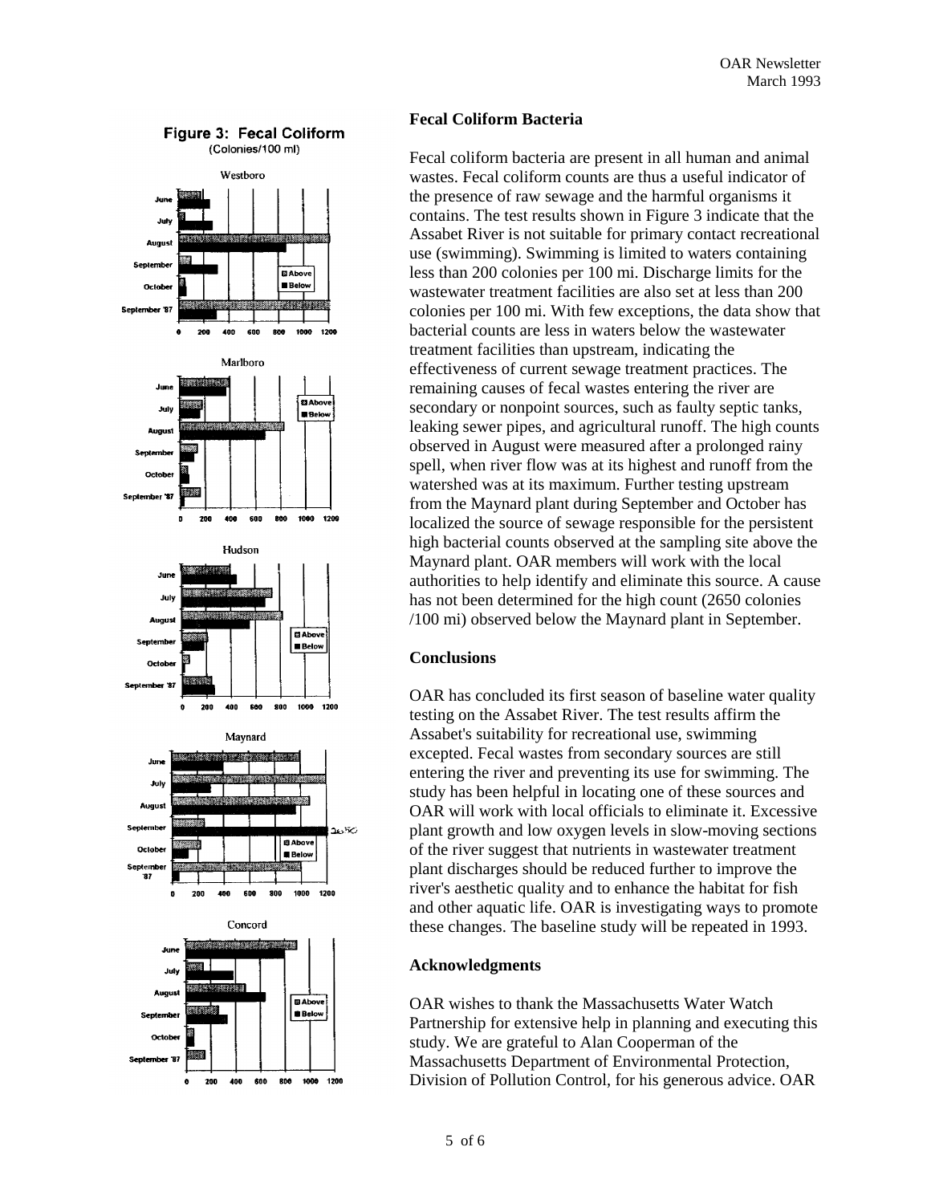Figure 3: Fecal Coliform
(Colonies/100 ml)

## Fecal Coliform Bacteria

Fecal coliform bacteria are present in all human and animal wastes. Fecal coliform counts are thus a useful indicator of the presence of raw sewage and the harmful organisms it contains. The test results shown in Figure 3 indicate that the Assabet River is not suitable for primary contact recreational use (swimming). Swimming is limited to waters containing less than 200 colonies per 100 mi. Discharge limits for the wastewater treatment facilities are also set at less than 200 colonies per 100 mi. With few exceptions, the data show that bacterial counts are less in waters below the wastewater treatment facilities than upstream, indicating the effectiveness of current sewage treatment practices. The remaining causes of fecal wastes entering the river are secondary or nonpoint sources, such as faulty septic tanks, leaking sewer pipes, and agricultural runoff. The high counts observed in August were measured after a prolonged rainy spell, when river flow was at its highest and runoff from the watershed was at its maximum. Further testing upstream from the Maynard plant during September and October has localized the source of sewage responsible for the persistent high bacterial counts observed at the sampling site above the Maynard plant. OAR members will work with the local authorities to help identify and eliminate this source. A cause has not been determined for the high count (2650 colonies /100 mi) observed below the Maynard plant in September.

## Conclusions

OAR has concluded its first season of baseline water quality testing on the Assabet River. The test results affirm the Assabet's suitability for recreational use, swimming excepted. Fecal wastes from secondary sources are still entering the river and preventing its use for swimming. The study has been helpful in locating one of these sources and OAR will work with local officials to eliminate it. Excessive plant growth and low oxygen levels in slow-moving sections of the river suggest that nutrients in wastewater treatment plant discharges should be reduced further to improve the river's aesthetic quality and to enhance the habitat for fish and other aquatic life. OAR is investigating ways to promote these changes. The baseline study will be repeated in 1993.

## Acknowledgments

OAR wishes to thank the Massachusetts Water Watch Partnership for extensive help in planning and executing this study. We are grateful to Alan Cooperman of the Massachusetts Department of Environmental Protection, Division of Pollution Control, for his generous advice. OAR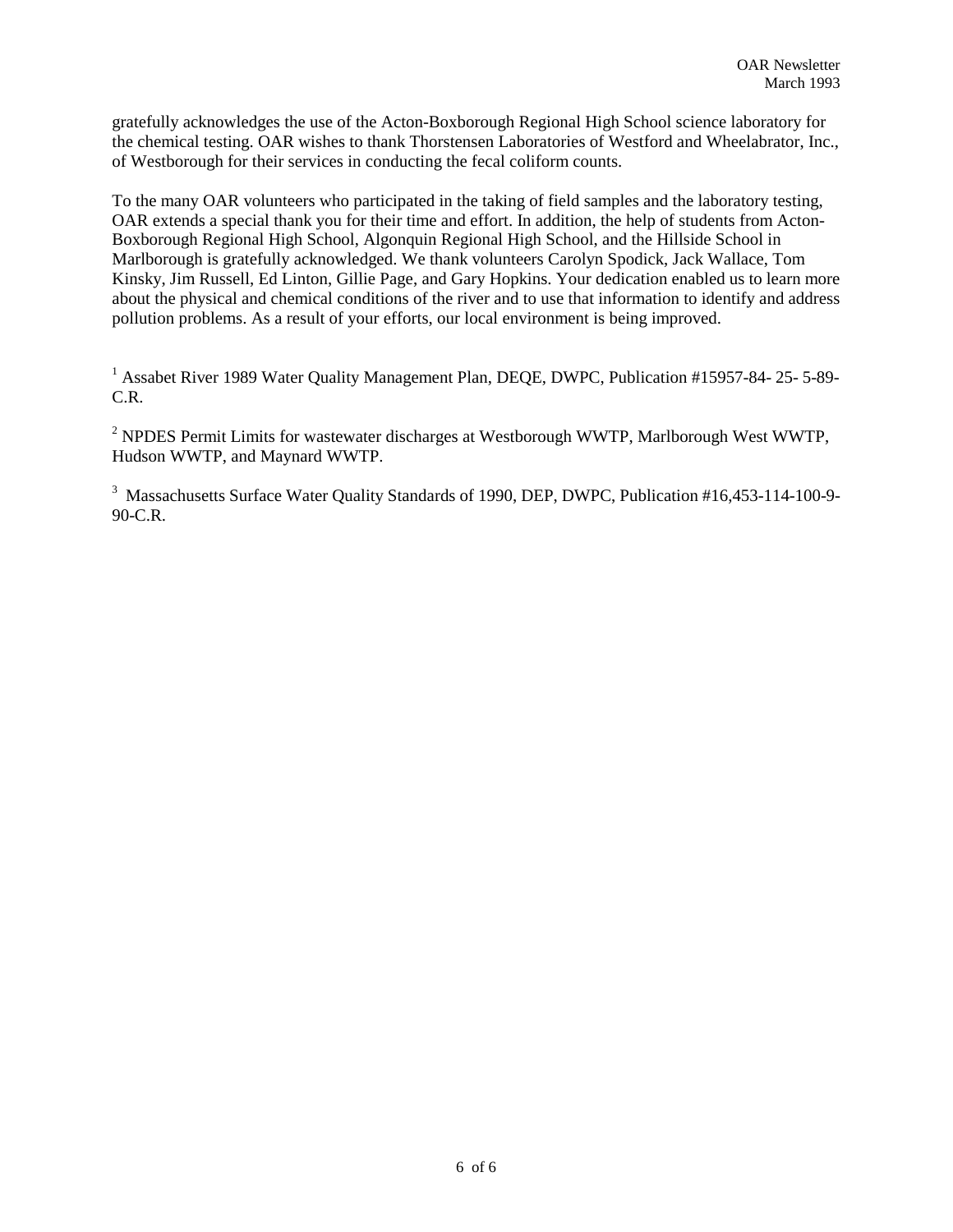gratefully acknowledges the use of the Acton-Boxborough Regional High School science laboratory for the chemical testing. OAR wishes to thank Thorstensen Laboratories of Westford and Wheelabrator, Inc., of Westborough for their services in conducting the fecal coliform counts.

To the many OAR volunteers who participated in the taking of field samples and the laboratory testing, OAR extends a special thank you for their time and effort. In addition, the help of students from Acton-Boxborough Regional High School, Algonquin Regional High School, and the Hillside School in Marlborough is gratefully acknowledged. We thank volunteers Carolyn Spodick, Jack Wallace, Tom Kinsky, Jim Russell, Ed Linton, Gillie Page, and Gary Hopkins. Your dedication enabled us to learn more about the physical and chemical conditions of the river and to use that information to identify and address pollution problems. As a result of your efforts, our local environment is being improved.

[1] Assabet River 1989 Water Quality Management Plan, DEQE, DWPC, Publication #15957-84- 25- 5-89-C.R.

[2] NPDES Permit Limits for wastewater discharges at Westborough WWTP, Marlborough West WWTP, Hudson WWTP, and Maynard WWTP.

[3] Massachusetts Surface Water Quality Standards of 1990, DEP, DWPC, Publication #16,453-114-100-9-90-C.R.